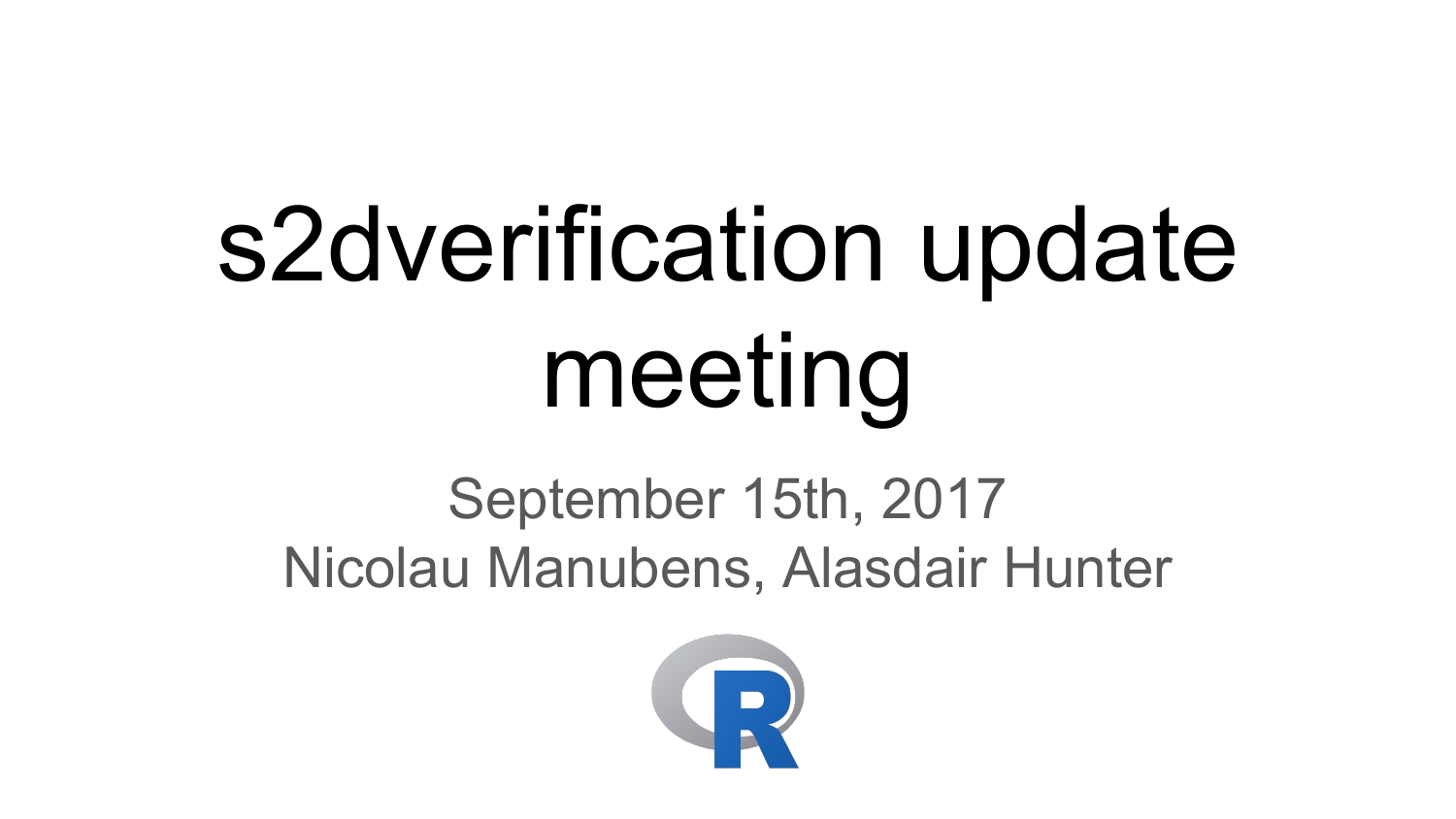# s2dverification update meeting

September 15th, 2017

Nicolau Manubens, Alasdair Hunter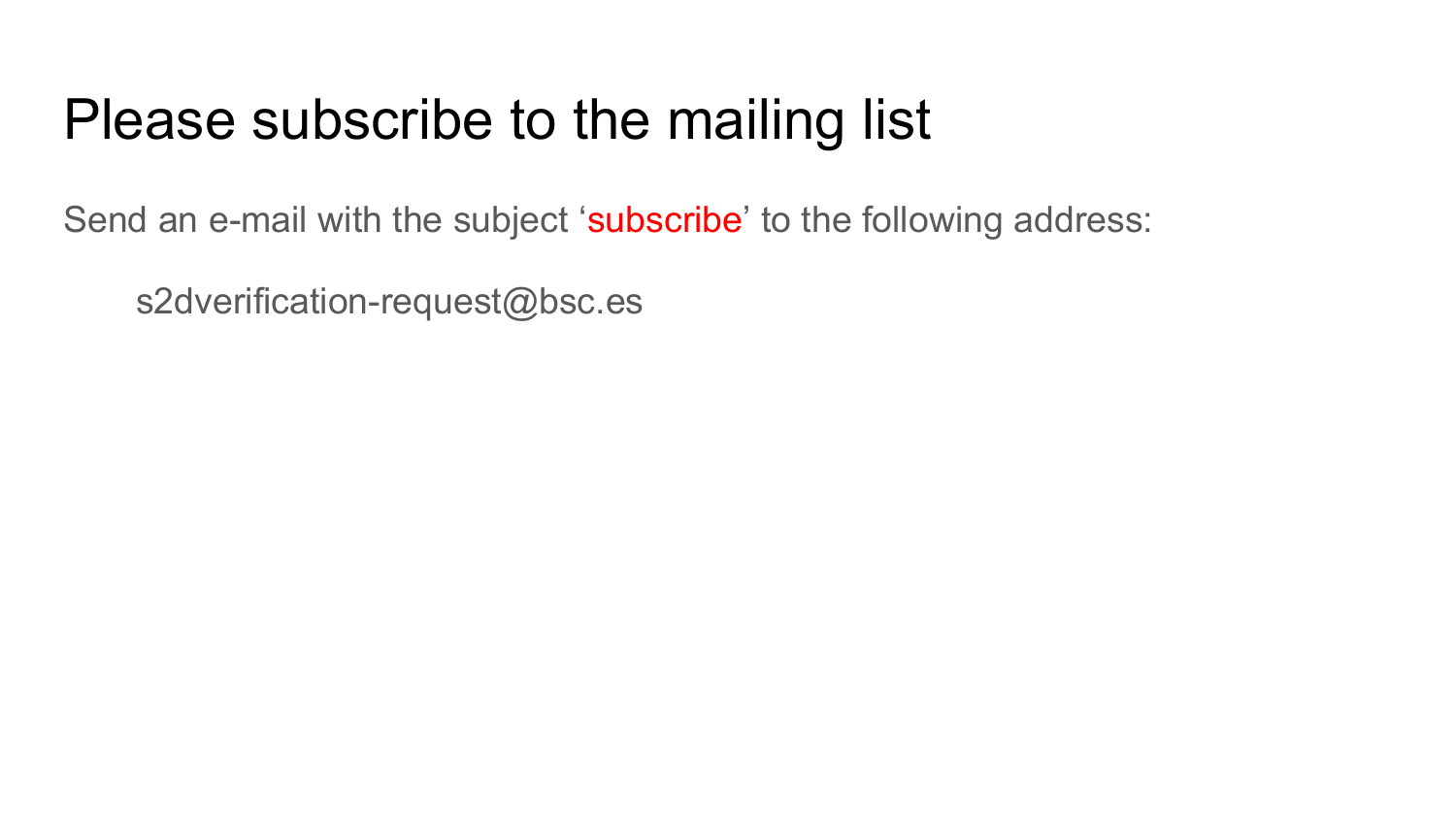# Please subscribe to the mailing list

Send an e-mail with the subject ‘subscribe’ to the following address:

s2dverification-request@bsc.es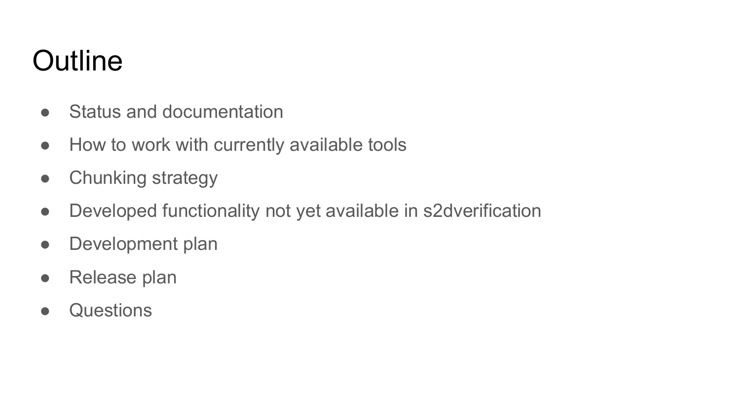# Outline

- Status and documentation
- How to work with currently available tools
- Chunking strategy
- Developed functionality not yet available in s2dverification
- Development plan
- Release plan
- Questions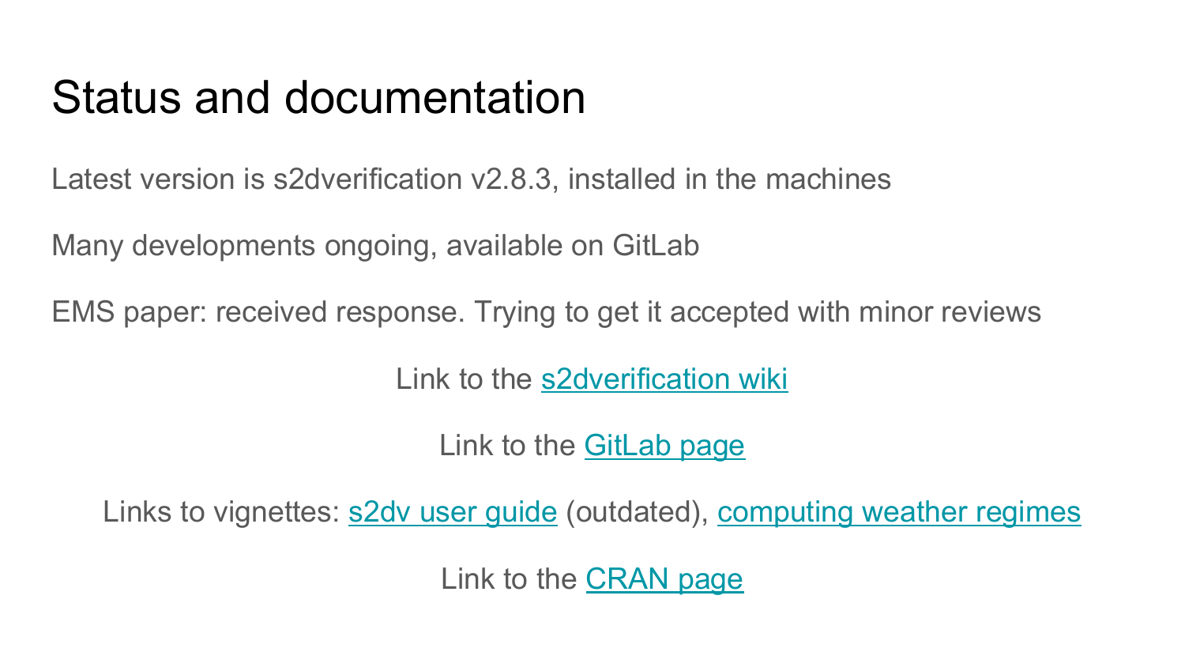# Status and documentation

Latest version is s2dverification v2.8.3, installed in the machines

Many developments ongoing, available on GitLab

EMS paper: received response. Trying to get it accepted with minor reviews

Link to the s2dverification wiki

Link to the GitLab page

Links to vignettes: s2dv user guide (outdated), computing weather regimes

Link to the CRAN page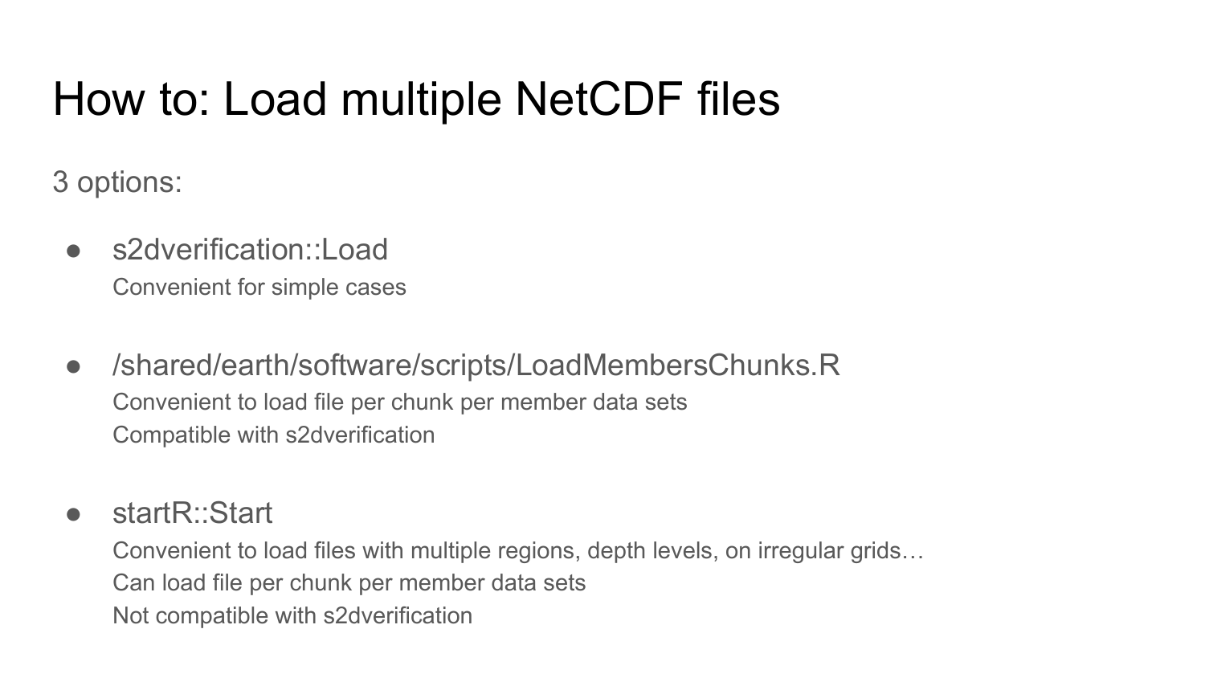# How to: Load multiple NetCDF files

3 options:

- s2dverification::Load
  Convenient for simple cases

- /shared/earth/software/scripts/LoadMembersChunks.R
  Convenient to load file per chunk per member data sets
  Compatible with s2dverification

- startR::Start
  Convenient to load files with multiple regions, depth levels, on irregular grids…
  Can load file per chunk per member data sets
  Not compatible with s2dverification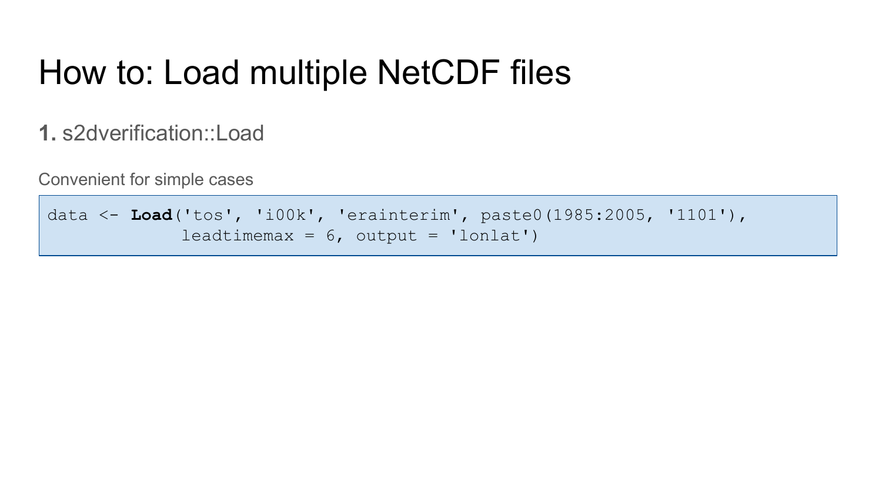# How to: Load multiple NetCDF files

**1.** s2dverification::Load

Convenient for simple cases

```
data <- Load('tos', 'i00k', 'erainterim', paste0(1985:2005, '1101'),
             leadtimemax = 6, output = 'lonlat')
```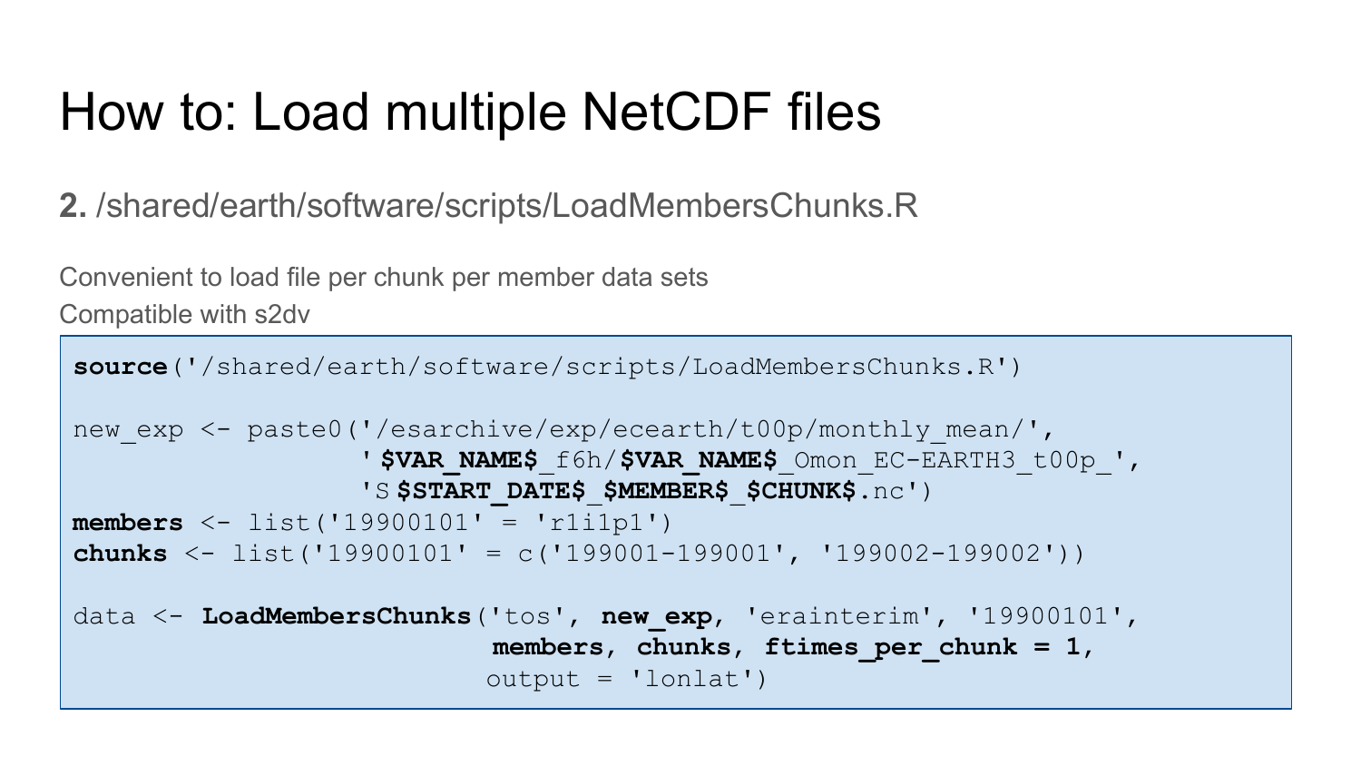# How to: Load multiple NetCDF files

**2.** /shared/earth/software/scripts/LoadMembersChunks.R

Convenient to load file per chunk per member data sets

Compatible with s2dv

```
source('/shared/earth/software/scripts/LoadMembersChunks.R')

new_exp <- paste0('/esarchive/exp/ecearth/t00p/monthly_mean/',
                  '$VAR_NAME$_f6h/$VAR_NAME$_Omon_EC-EARTH3_t00p_',
                  'S$START_DATE$_$MEMBER$_$CHUNK$.nc')
members <- list('19900101' = 'r1i1p1')
chunks <- list('19900101' = c('199001-199001', '199002-199002'))

data <- LoadMembersChunks('tos', new_exp, 'erainterim', '19900101',
                          members, chunks, ftimes_per_chunk = 1,
                          output = 'lonlat')
```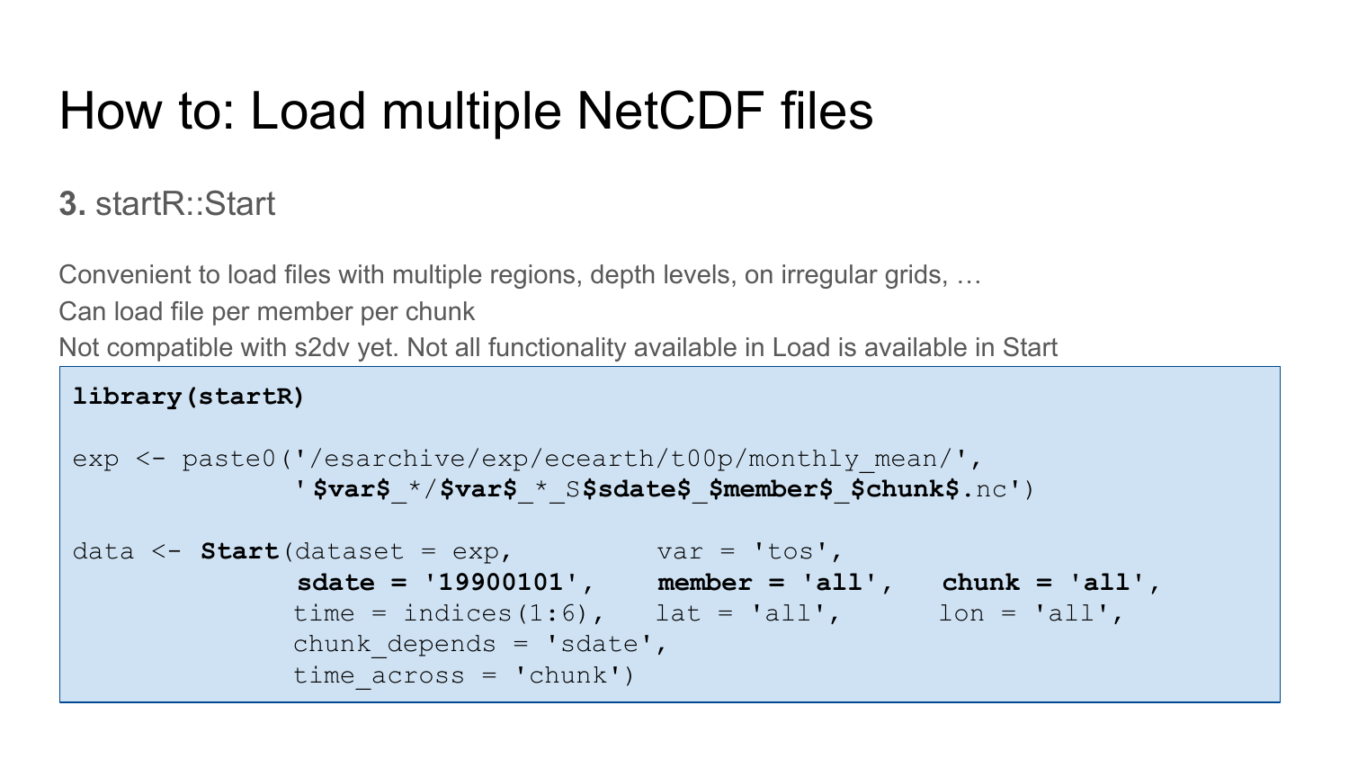# How to: Load multiple NetCDF files

### **3.** startR::Start

Convenient to load files with multiple regions, depth levels, on irregular grids, …

Can load file per member per chunk

Not compatible with s2dv yet. Not all functionality available in Load is available in Start

```
library(startR)

exp <- paste0('/esarchive/exp/ecearth/t00p/monthly_mean/',
              '$var$_*/$var$_*_S$sdate$_$member$_$chunk$.nc')

data <- Start(dataset = exp,         var = 'tos',
              sdate = '19900101',    member = 'all',   chunk = 'all',
              time = indices(1:6),   lat = 'all',      lon = 'all',
              chunk_depends = 'sdate',
              time_across = 'chunk')
```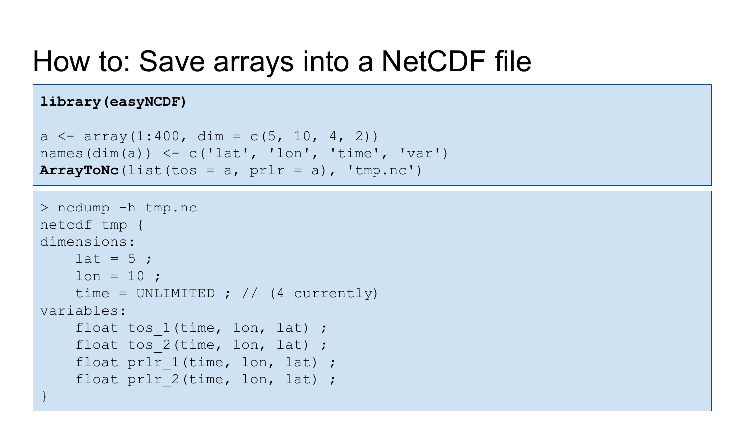# How to: Save arrays into a NetCDF file

```
library(easyNCDF)

a <- array(1:400, dim = c(5, 10, 4, 2))
names(dim(a)) <- c('lat', 'lon', 'time', 'var')
ArrayToNc(list(tos = a, prlr = a), 'tmp.nc')
```

```
> ncdump -h tmp.nc
netcdf tmp {
dimensions:
    lat = 5 ;
    lon = 10 ;
    time = UNLIMITED ; // (4 currently)
variables:
    float tos_1(time, lon, lat) ;
    float tos_2(time, lon, lat) ;
    float prlr_1(time, lon, lat) ;
    float prlr_2(time, lon, lat) ;
}
```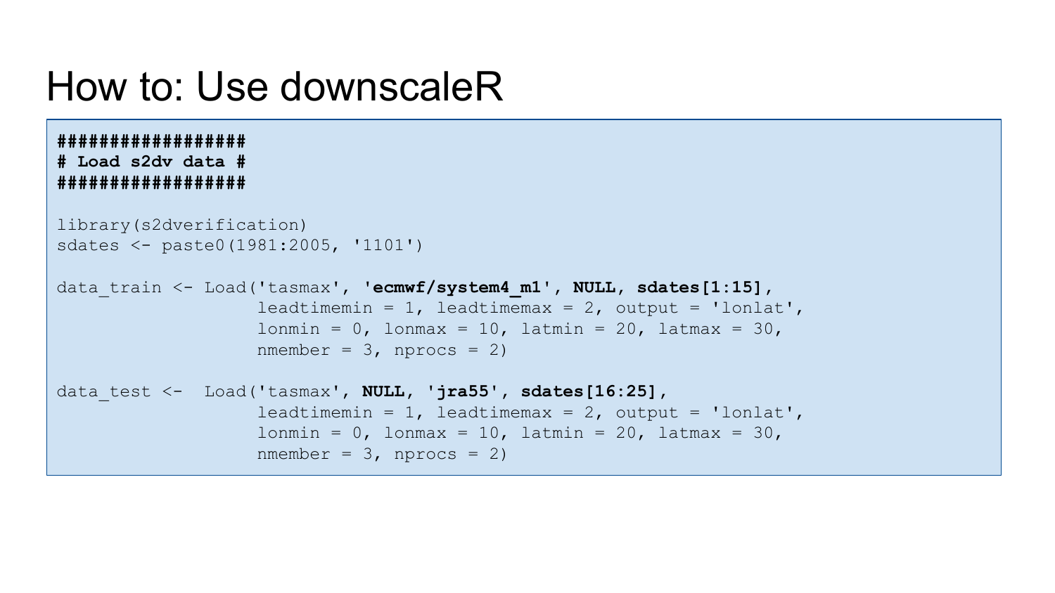# How to: Use downscaleR

```
##################
# Load s2dv data #
##################

library(s2dverification)
sdates <- paste0(1981:2005, '1101')

data_train <- Load('tasmax', 'ecmwf/system4_m1', NULL, sdates[1:15],
                   leadtimemin = 1, leadtimemax = 2, output = 'lonlat',
                   lonmin = 0, lonmax = 10, latmin = 20, latmax = 30,
                   nmember = 3, nprocs = 2)

data_test <-  Load('tasmax', NULL, 'jra55', sdates[16:25],
                   leadtimemin = 1, leadtimemax = 2, output = 'lonlat',
                   lonmin = 0, lonmax = 10, latmin = 20, latmax = 30,
                   nmember = 3, nprocs = 2)
```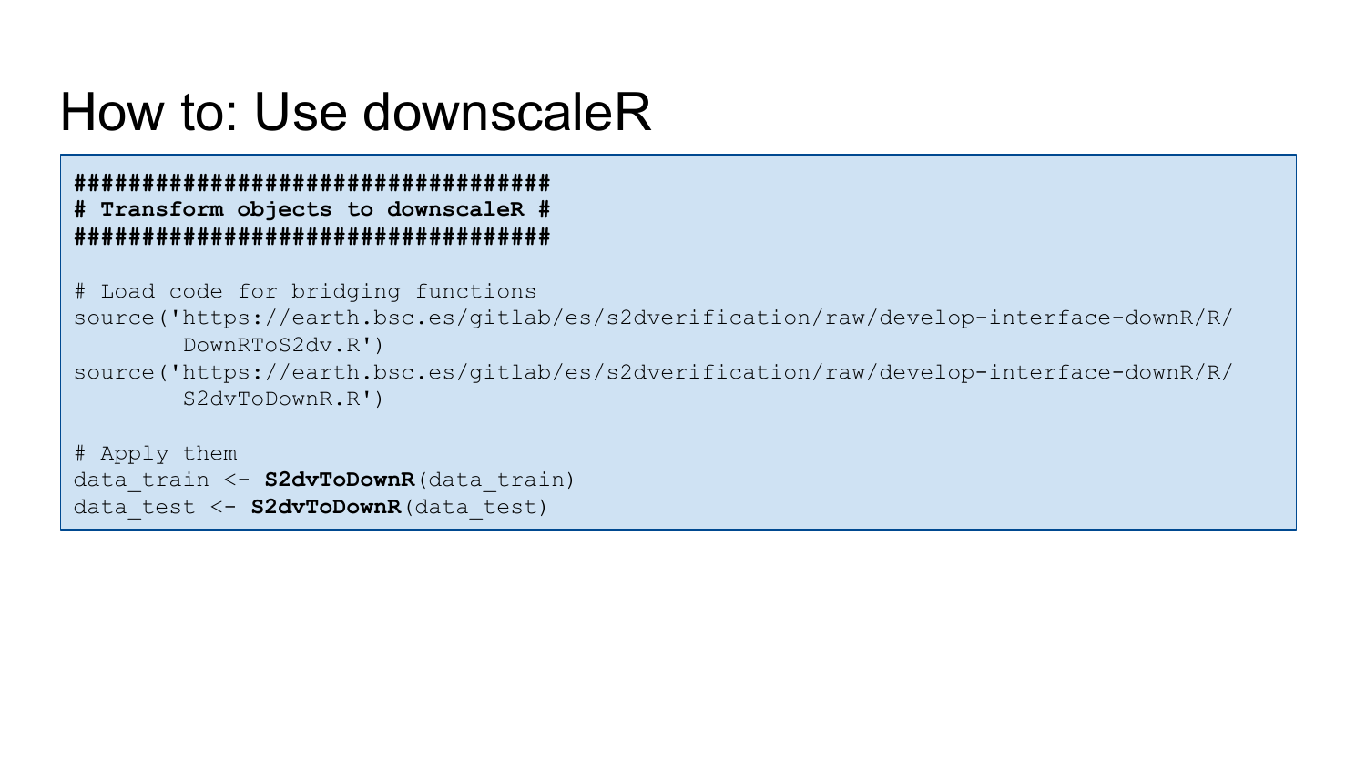# How to: Use downscaleR

```
####################################
# Transform objects to downscaleR #
####################################

# Load code for bridging functions
source('https://earth.bsc.es/gitlab/es/s2dverification/raw/develop-interface-downR/R/
        DownRToS2dv.R')
source('https://earth.bsc.es/gitlab/es/s2dverification/raw/develop-interface-downR/R/
        S2dvToDownR.R')

# Apply them
data_train <- S2dvToDownR(data_train)
data_test <- S2dvToDownR(data_test)
```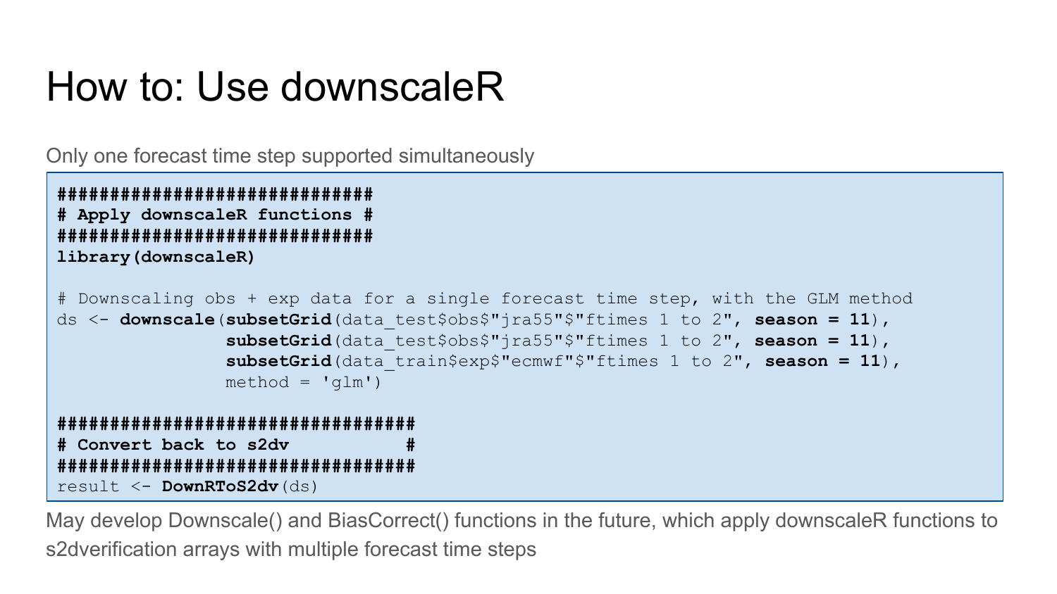# How to: Use downscaleR

Only one forecast time step supported simultaneously

```
###############################
# Apply downscaleR functions #
###############################
library(downscaleR)

# Downscaling obs + exp data for a single forecast time step, with the GLM method
ds <- downscale(subsetGrid(data_test$obs$"jra55"$"ftimes 1 to 2", season = 11),
                subsetGrid(data_test$obs$"jra55"$"ftimes 1 to 2", season = 11),
                subsetGrid(data_train$exp$"ecmwf"$"ftimes 1 to 2", season = 11),
                method = 'glm')

###################################
# Convert back to s2dv            #
###################################
result <- DownRToS2dv(ds)
```

May develop Downscale() and BiasCorrect() functions in the future, which apply downscaleR functions to s2dverification arrays with multiple forecast time steps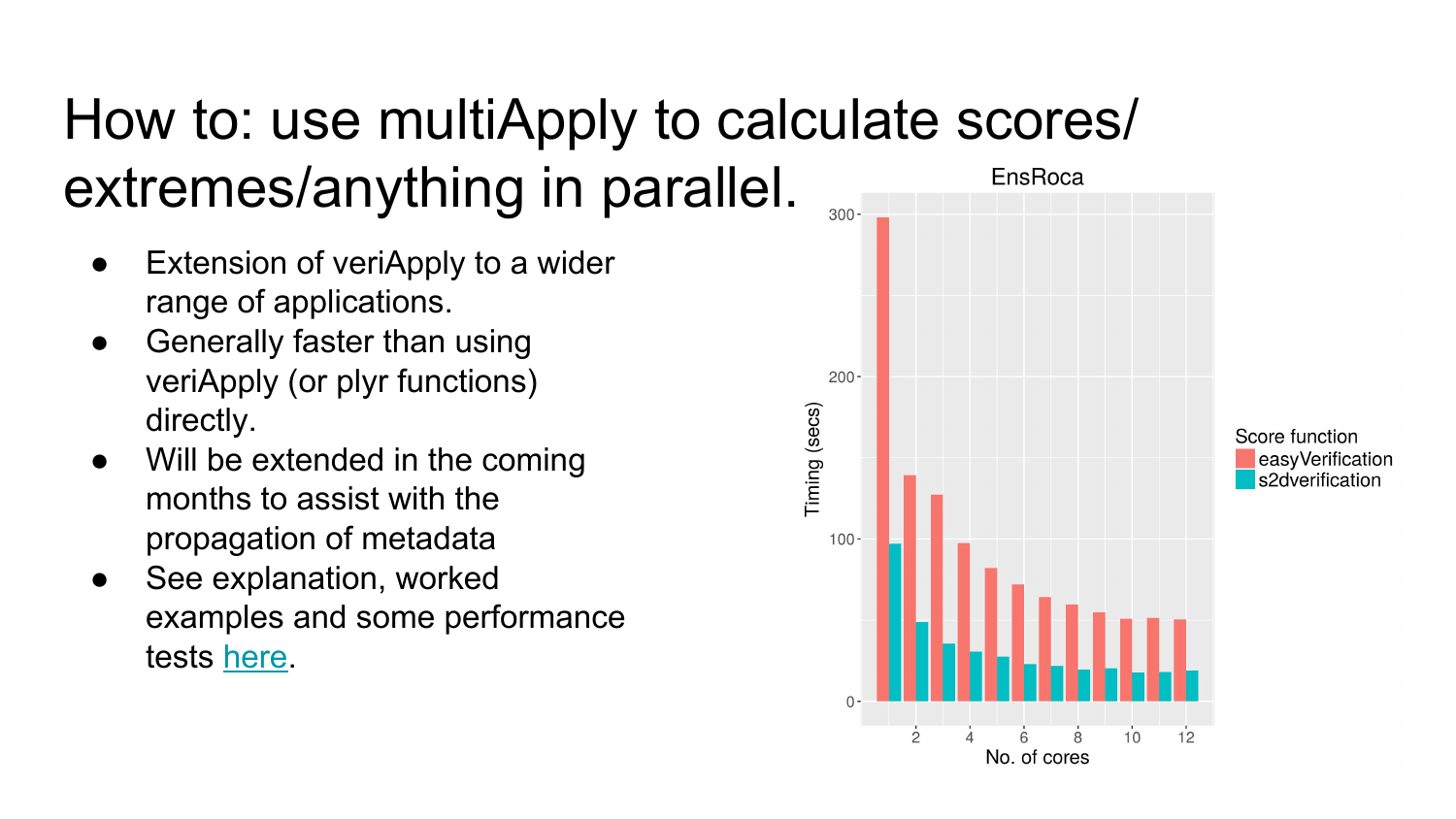# How to: use multiApply to calculate scores/ extremes/anything in parallel.

- Extension of veriApply to a wider range of applications.
- Generally faster than using veriApply (or plyr functions) directly.
- Will be extended in the coming months to assist with the propagation of metadata
- See explanation, worked examples and some performance tests here.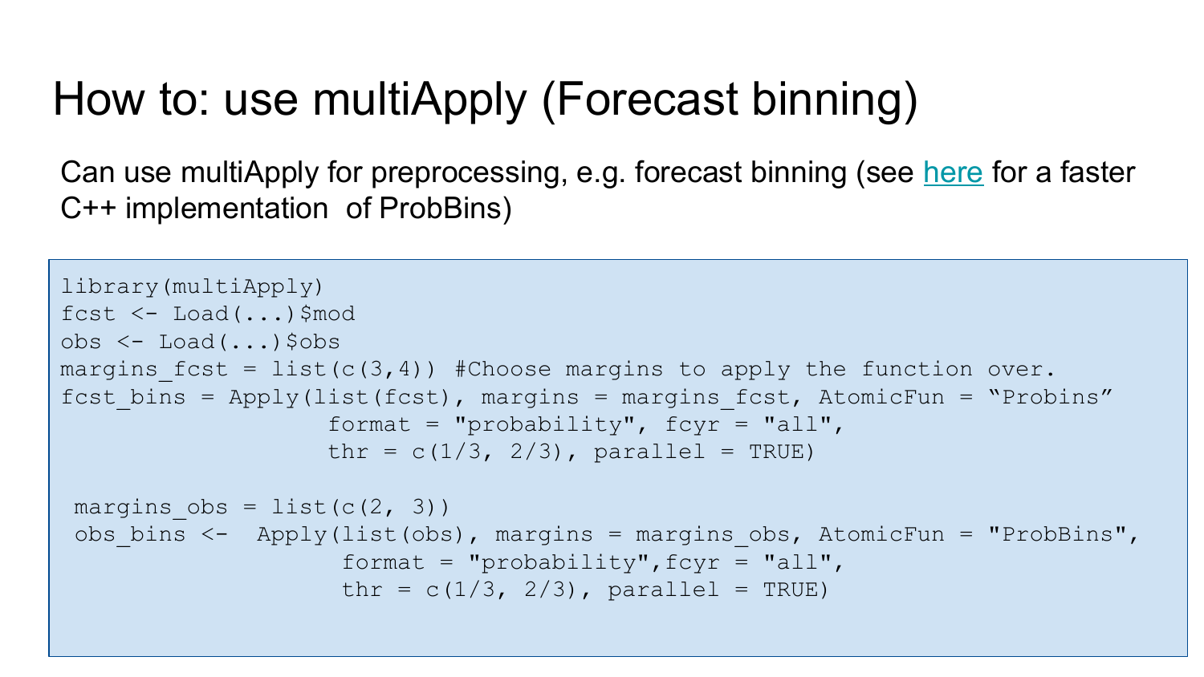# How to: use multiApply (Forecast binning)

Can use multiApply for preprocessing, e.g. forecast binning (see here for a faster C++ implementation of ProbBins)

```
library(multiApply)
fcst <- Load(...)$mod
obs <- Load(...)$obs
margins_fcst = list(c(3,4)) #Choose margins to apply the function over.
fcst_bins = Apply(list(fcst), margins = margins_fcst, AtomicFun = “Probins”
                   format = "probability", fcyr = "all",
                   thr = c(1/3, 2/3), parallel = TRUE)

 margins_obs = list(c(2, 3))
 obs_bins <-  Apply(list(obs), margins = margins_obs, AtomicFun = "ProbBins",
                    format = "probability",fcyr = "all",
                    thr = c(1/3, 2/3), parallel = TRUE)
```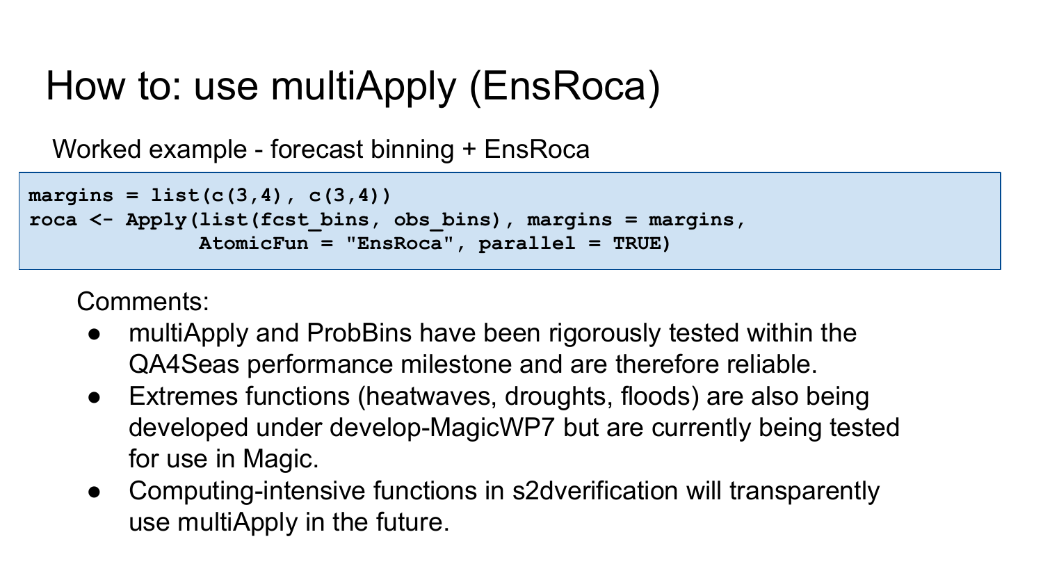# How to: use multiApply (EnsRoca)

Worked example - forecast binning + EnsRoca

```
margins = list(c(3,4), c(3,4))
roca <- Apply(list(fcst_bins, obs_bins), margins = margins,
              AtomicFun = "EnsRoca", parallel = TRUE)
```

Comments:

- multiApply and ProbBins have been rigorously tested within the QA4Seas performance milestone and are therefore reliable.
- Extremes functions (heatwaves, droughts, floods) are also being developed under develop-MagicWP7 but are currently being tested for use in Magic.
- Computing-intensive functions in s2dverification will transparently use multiApply in the future.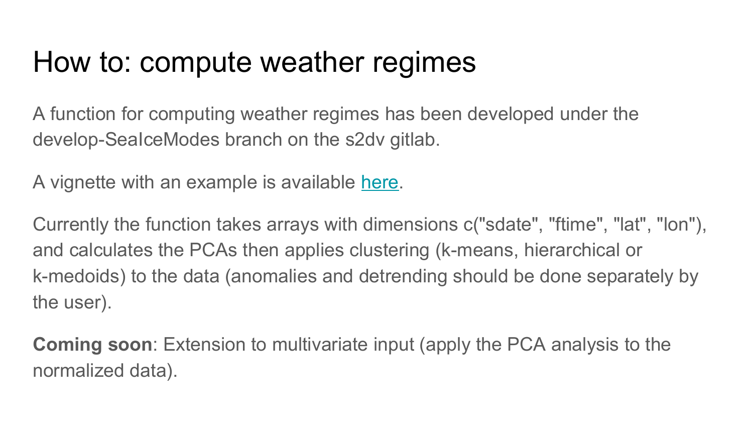# How to: compute weather regimes

A function for computing weather regimes has been developed under the develop-SeaIceModes branch on the s2dv gitlab.

A vignette with an example is available [here](here).

Currently the function takes arrays with dimensions c("sdate", "ftime", "lat", "lon"), and calculates the PCAs then applies clustering (k-means, hierarchical or k-medoids) to the data (anomalies and detrending should be done separately by the user).

**Coming soon**: Extension to multivariate input (apply the PCA analysis to the normalized data).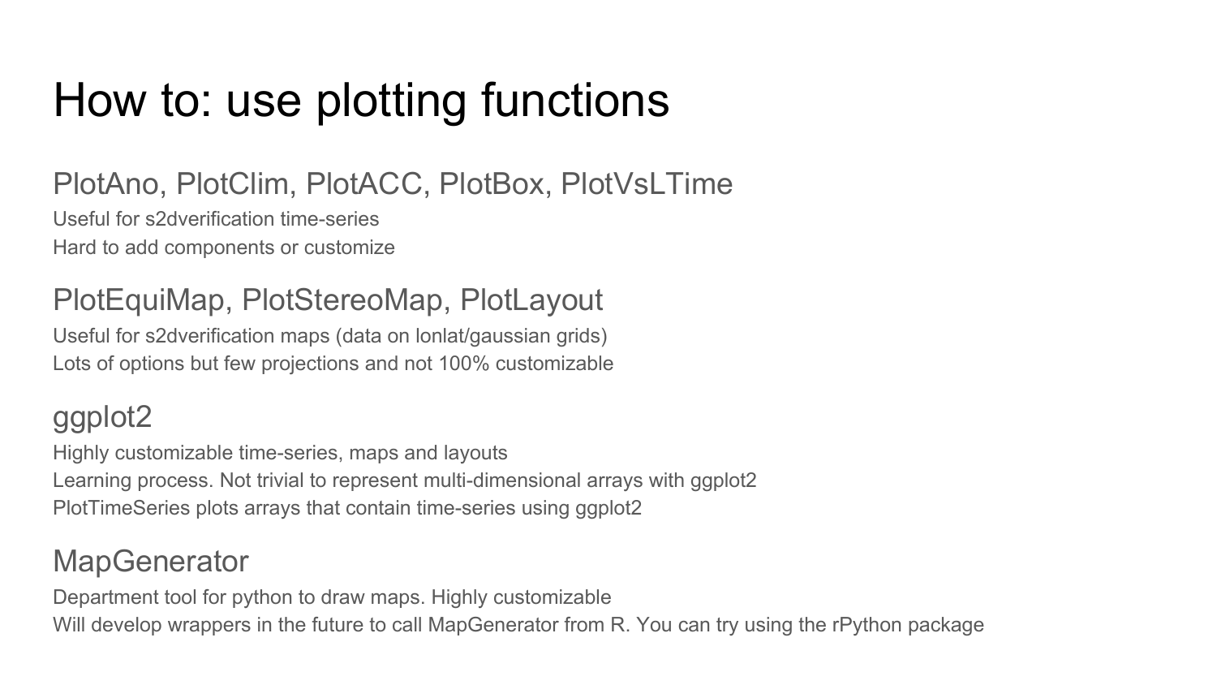# How to: use plotting functions

## PlotAno, PlotClim, PlotACC, PlotBox, PlotVsLTime

Useful for s2dverification time-series

Hard to add components or customize

## PlotEquiMap, PlotStereoMap, PlotLayout

Useful for s2dverification maps (data on lonlat/gaussian grids)

Lots of options but few projections and not 100% customizable

## ggplot2

Highly customizable time-series, maps and layouts

Learning process. Not trivial to represent multi-dimensional arrays with ggplot2

PlotTimeSeries plots arrays that contain time-series using ggplot2

## MapGenerator

Department tool for python to draw maps. Highly customizable

Will develop wrappers in the future to call MapGenerator from R. You can try using the rPython package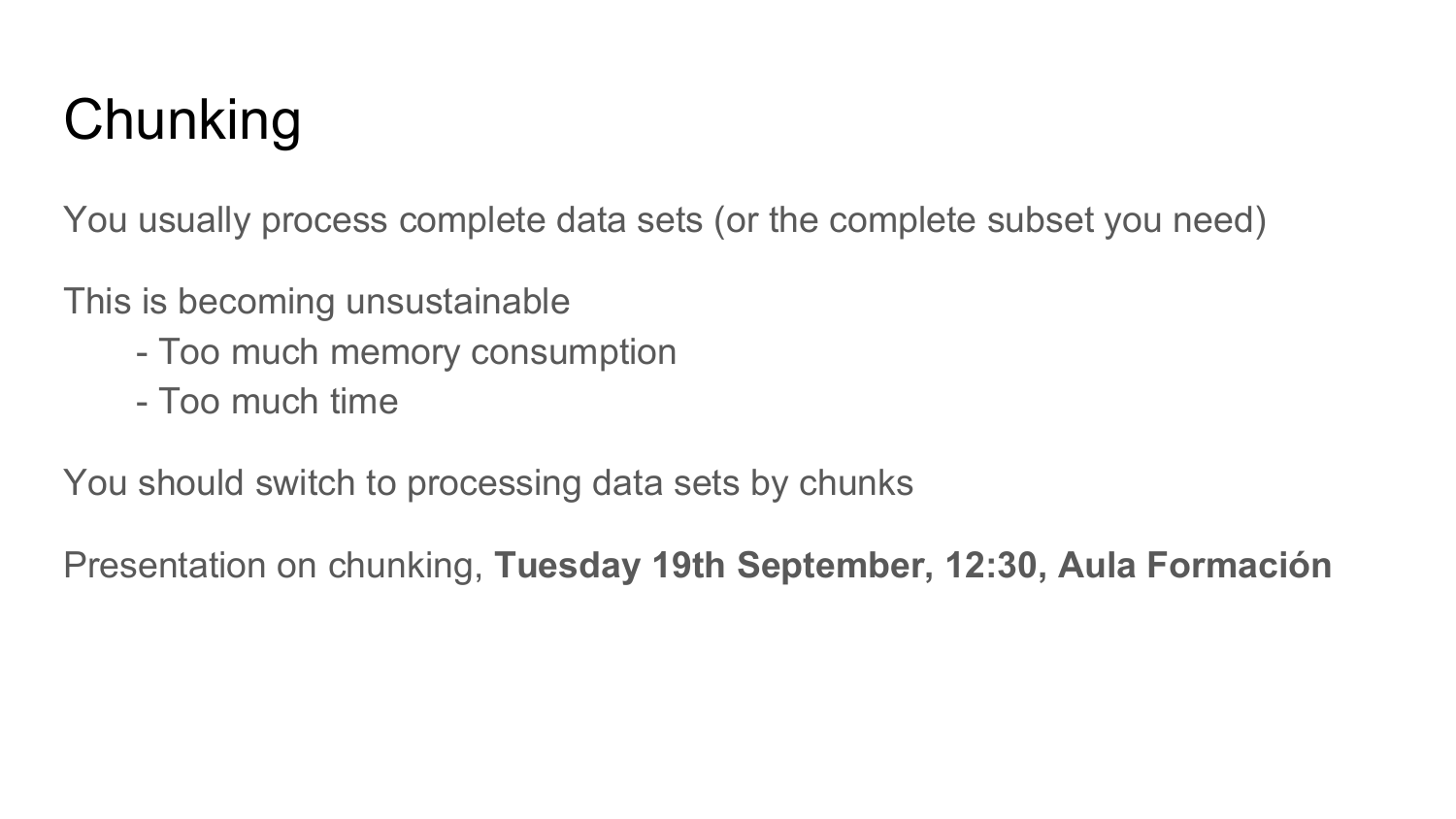# Chunking

You usually process complete data sets (or the complete subset you need)

This is becoming unsustainable

- Too much memory consumption
- Too much time

You should switch to processing data sets by chunks

Presentation on chunking, **Tuesday 19th September, 12:30, Aula Formación**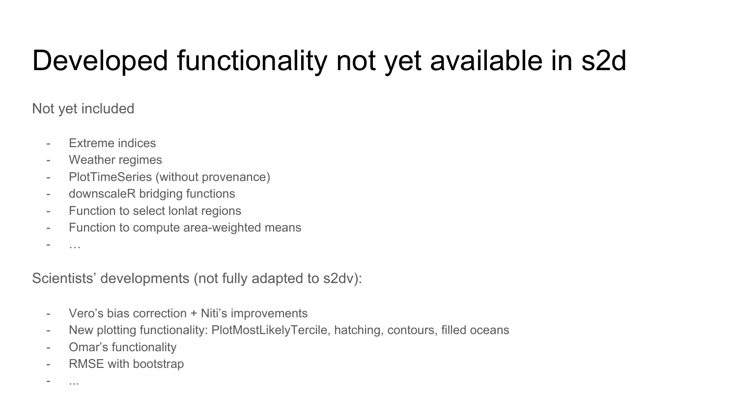# Developed functionality not yet available in s2d

Not yet included

- Extreme indices
- Weather regimes
- PlotTimeSeries (without provenance)
- downscaleR bridging functions
- Function to select lonlat regions
- Function to compute area-weighted means
- …

Scientists’ developments (not fully adapted to s2dv):

- Vero’s bias correction + Niti’s improvements
- New plotting functionality: PlotMostLikelyTercile, hatching, contours, filled oceans
- Omar’s functionality
- RMSE with bootstrap
- ...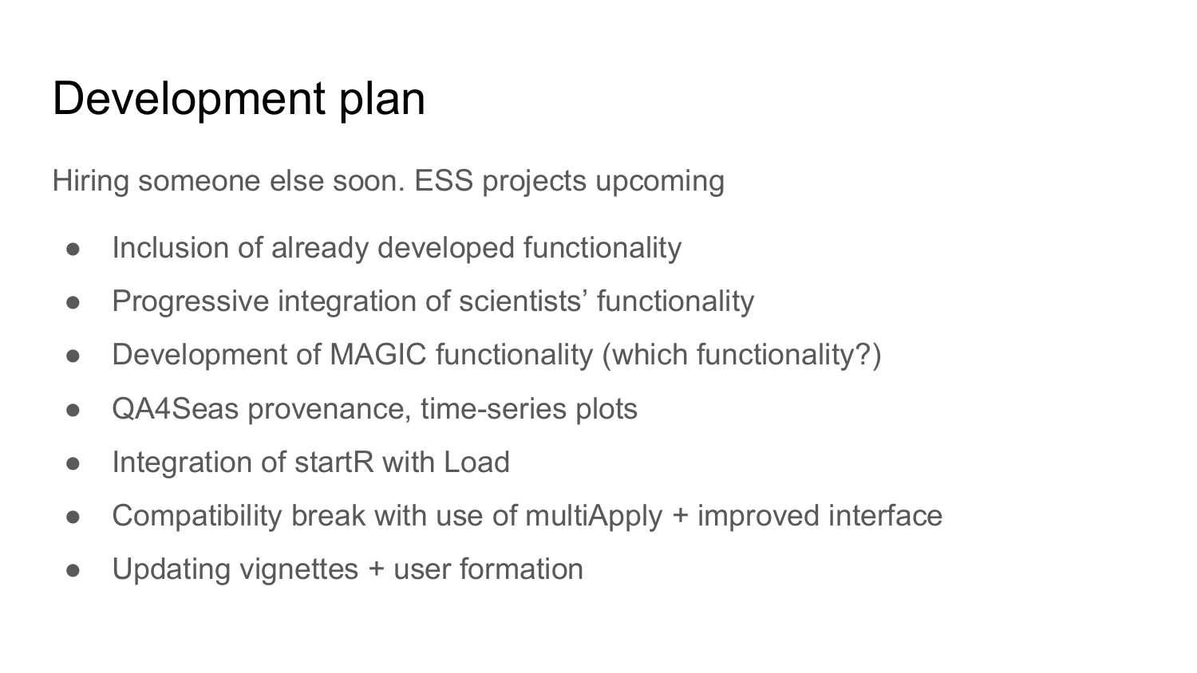# Development plan

Hiring someone else soon. ESS projects upcoming

- Inclusion of already developed functionality
- Progressive integration of scientists' functionality
- Development of MAGIC functionality (which functionality?)
- QA4Seas provenance, time-series plots
- Integration of startR with Load
- Compatibility break with use of multiApply + improved interface
- Updating vignettes + user formation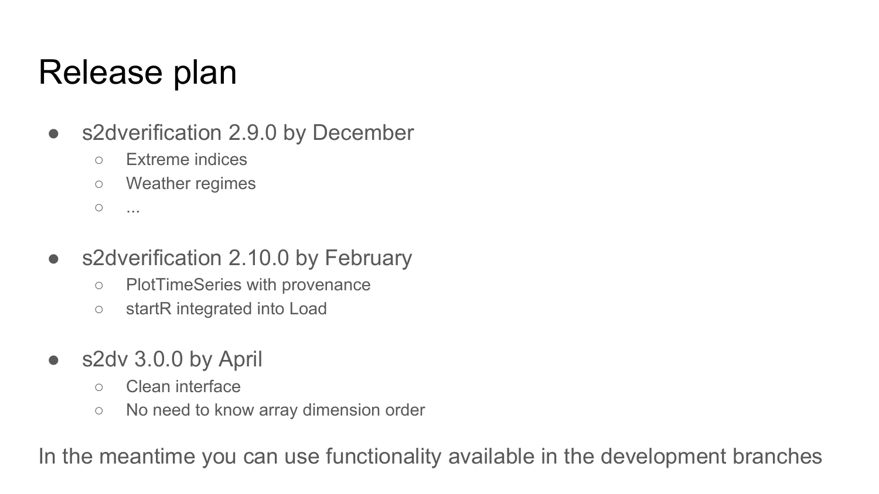# Release plan

- s2dverification 2.9.0 by December
  - Extreme indices
  - Weather regimes
  - ...

- s2dverification 2.10.0 by February
  - PlotTimeSeries with provenance
  - startR integrated into Load

- s2dv 3.0.0 by April
  - Clean interface
  - No need to know array dimension order

In the meantime you can use functionality available in the development branches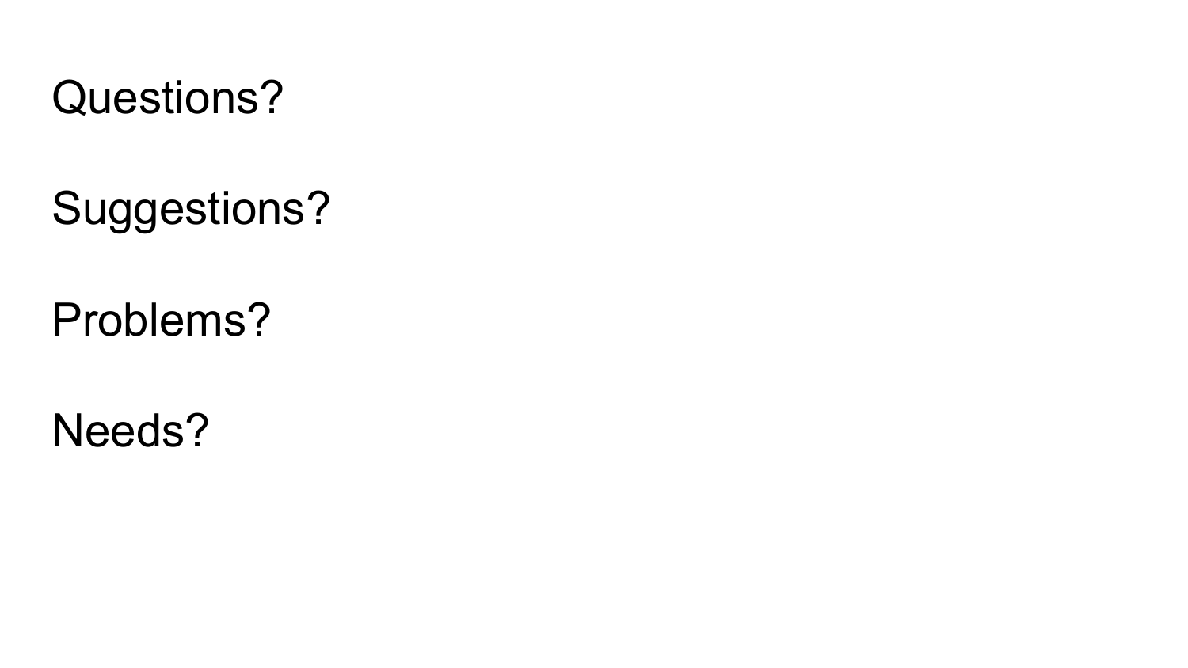Questions?

Suggestions?

Problems?

Needs?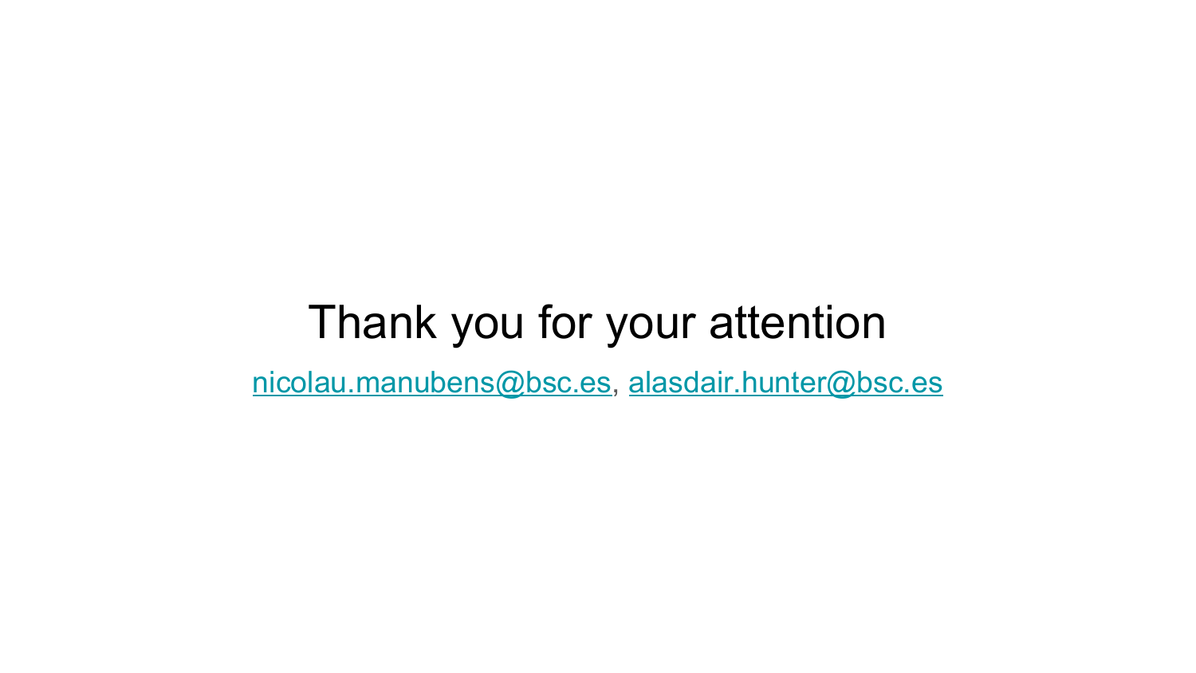# Thank you for your attention

nicolau.manubens@bsc.es, alasdair.hunter@bsc.es